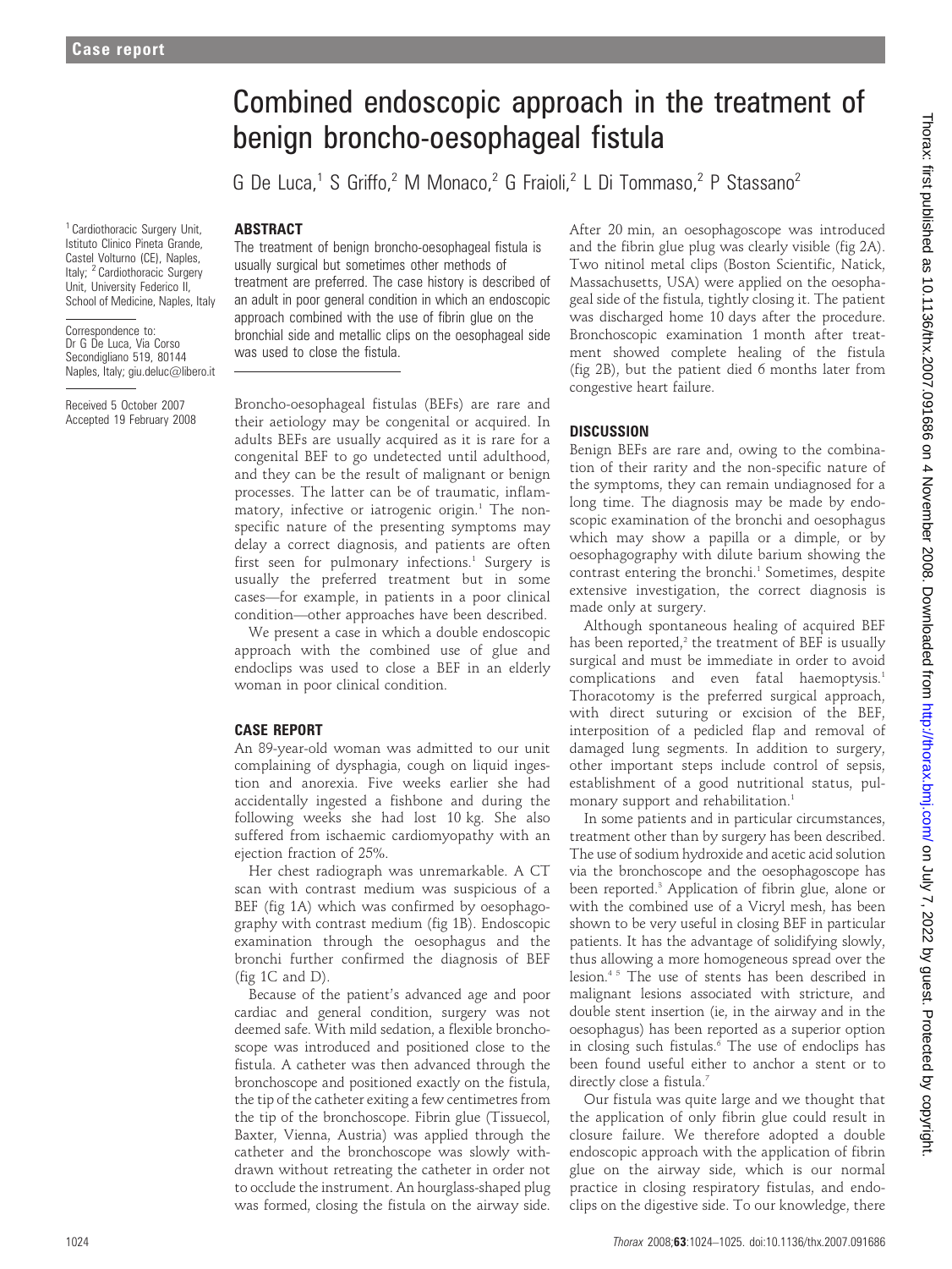Case report

# Combined endoscopic approach in the treatment of benign broncho-oesophageal fistula

G De Luca,[1] S Griffo,[2] M Monaco,[2] G Fraioli,[2] L Di Tommaso,[2] P Stassano[2]

[1] Cardiothoracic Surgery Unit, Istituto Clinico Pineta Grande, Castel Volturno (CE), Naples, Italy; [2] Cardiothoracic Surgery Unit, University Federico II, School of Medicine, Naples, Italy

Correspondence to: Dr G De Luca, Via Corso Secondigliano 519, 80144 Naples, Italy; giu.deluc@libero.it

Received 5 October 2007
Accepted 19 February 2008

## ABSTRACT

The treatment of benign broncho-oesophageal fistula is usually surgical but sometimes other methods of treatment are preferred. The case history is described of an adult in poor general condition in which an endoscopic approach combined with the use of fibrin glue on the bronchial side and metallic clips on the oesophageal side was used to close the fistula.

Broncho-oesophageal fistulas (BEFs) are rare and their aetiology may be congenital or acquired. In adults BEFs are usually acquired as it is rare for a congenital BEF to go undetected until adulthood, and they can be the result of malignant or benign processes. The latter can be of traumatic, inflammatory, infective or iatrogenic origin.[1] The non-specific nature of the presenting symptoms may delay a correct diagnosis, and patients are often first seen for pulmonary infections.[1] Surgery is usually the preferred treatment but in some cases—for example, in patients in a poor clinical condition—other approaches have been described.

We present a case in which a double endoscopic approach with the combined use of glue and endoclips was used to close a BEF in an elderly woman in poor clinical condition.

## CASE REPORT

An 89-year-old woman was admitted to our unit complaining of dysphagia, cough on liquid ingestion and anorexia. Five weeks earlier she had accidentally ingested a fishbone and during the following weeks she had lost 10 kg. She also suffered from ischaemic cardiomyopathy with an ejection fraction of 25%.

Her chest radiograph was unremarkable. A CT scan with contrast medium was suspicious of a BEF (fig 1A) which was confirmed by oesophagography with contrast medium (fig 1B). Endoscopic examination through the oesophagus and the bronchi further confirmed the diagnosis of BEF (fig 1C and D).

Because of the patient's advanced age and poor cardiac and general condition, surgery was not deemed safe. With mild sedation, a flexible bronchoscope was introduced and positioned close to the fistula. A catheter was then advanced through the bronchoscope and positioned exactly on the fistula, the tip of the catheter exiting a few centimetres from the tip of the bronchoscope. Fibrin glue (Tissuecol, Baxter, Vienna, Austria) was applied through the catheter and the bronchoscope was slowly withdrawn without retreating the catheter in order not to occlude the instrument. An hourglass-shaped plug was formed, closing the fistula on the airway side. After 20 min, an oesophagoscope was introduced and the fibrin glue plug was clearly visible (fig 2A). Two nitinol metal clips (Boston Scientific, Natick, Massachusetts, USA) were applied on the oesophageal side of the fistula, tightly closing it. The patient was discharged home 10 days after the procedure. Bronchoscopic examination 1 month after treatment showed complete healing of the fistula (fig 2B), but the patient died 6 months later from congestive heart failure.

## DISCUSSION

Benign BEFs are rare and, owing to the combination of their rarity and the non-specific nature of the symptoms, they can remain undiagnosed for a long time. The diagnosis may be made by endoscopic examination of the bronchi and oesophagus which may show a papilla or a dimple, or by oesophagography with dilute barium showing the contrast entering the bronchi.[1] Sometimes, despite extensive investigation, the correct diagnosis is made only at surgery.

Although spontaneous healing of acquired BEF has been reported,[2] the treatment of BEF is usually surgical and must be immediate in order to avoid complications and even fatal haemoptysis.[1] Thoracotomy is the preferred surgical approach, with direct suturing or excision of the BEF, interposition of a pedicled flap and removal of damaged lung segments. In addition to surgery, other important steps include control of sepsis, establishment of a good nutritional status, pulmonary support and rehabilitation.[1]

In some patients and in particular circumstances, treatment other than by surgery has been described. The use of sodium hydroxide and acetic acid solution via the bronchoscope and the oesophagoscope has been reported.[3] Application of fibrin glue, alone or with the combined use of a Vicryl mesh, has been shown to be very useful in closing BEF in particular patients. It has the advantage of solidifying slowly, thus allowing a more homogeneous spread over the lesion.[4 5] The use of stents has been described in malignant lesions associated with stricture, and double stent insertion (ie, in the airway and in the oesophagus) has been reported as a superior option in closing such fistulas.[6] The use of endoclips has been found useful either to anchor a stent or to directly close a fistula.[7]

Our fistula was quite large and we thought that the application of only fibrin glue could result in closure failure. We therefore adopted a double endoscopic approach with the application of fibrin glue on the airway side, which is our normal practice in closing respiratory fistulas, and endoclips on the digestive side. To our knowledge, there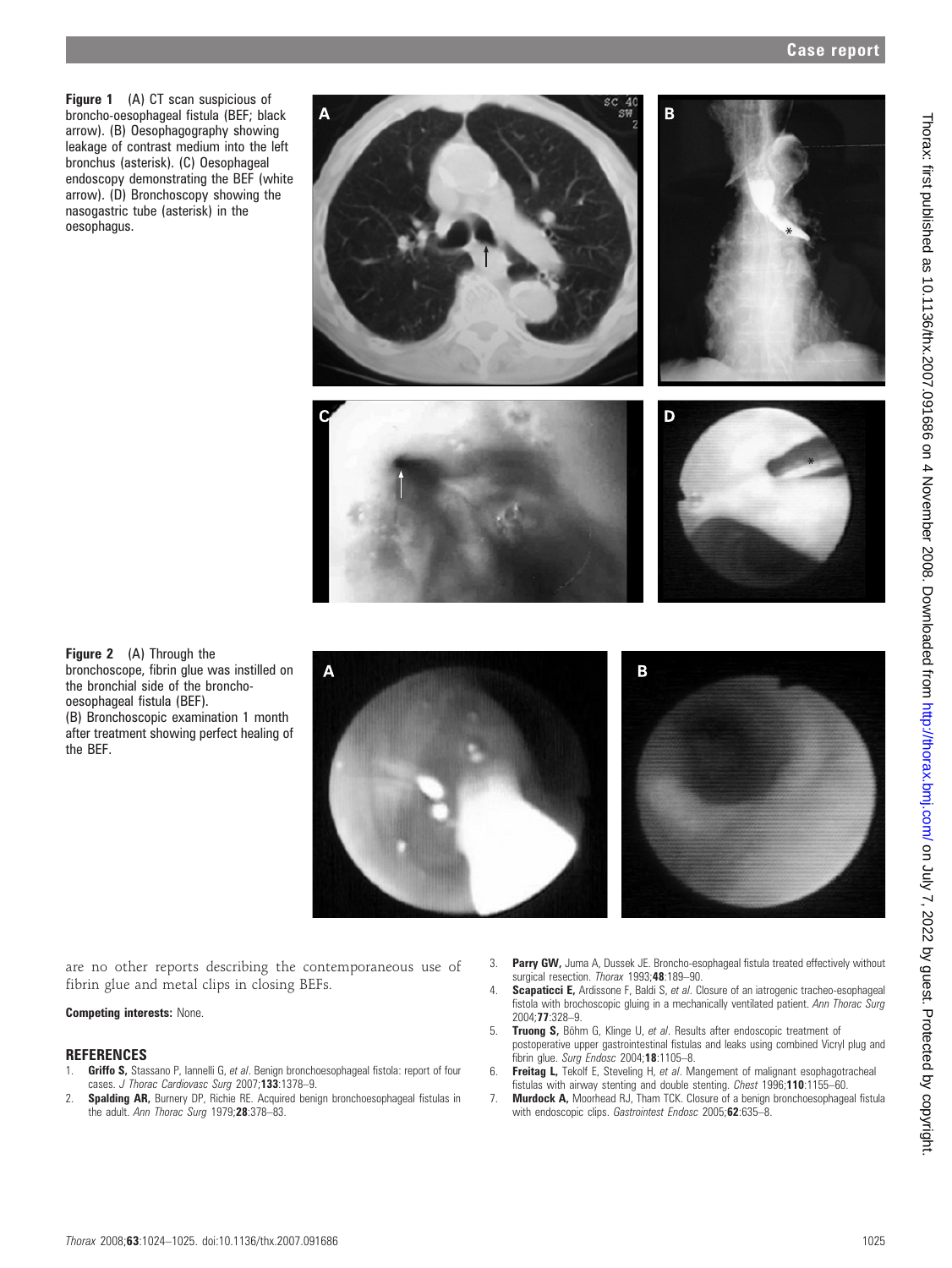**Figure 1** (A) CT scan suspicious of broncho-oesophageal fistula (BEF; black arrow). (B) Oesophagography showing leakage of contrast medium into the left bronchus (asterisk). (C) Oesophageal endoscopy demonstrating the BEF (white arrow). (D) Bronchoscopy showing the nasogastric tube (asterisk) in the oesophagus.

**Figure 2** (A) Through the bronchoscope, fibrin glue was instilled on the bronchial side of the broncho-oesophageal fistula (BEF). (B) Bronchoscopic examination 1 month after treatment showing perfect healing of the BEF.

are no other reports describing the contemporaneous use of fibrin glue and metal clips in closing BEFs.

**Competing interests:** None.

## REFERENCES

1. **Griffo S,** Stassano P, Iannelli G, *et al*. Benign bronchoesophageal fistola: report of four cases. *J Thorac Cardiovasc Surg* 2007;**133**:1378–9.
2. **Spalding AR,** Burnery DP, Richie RE. Acquired benign bronchoesophageal fistulas in the adult. *Ann Thorac Surg* 1979;**28**:378–83.
3. **Parry GW,** Juma A, Dussek JE. Broncho-esophageal fistula treated effectively without surgical resection. *Thorax* 1993;**48**:189–90.
4. **Scapaticci E,** Ardissone F, Baldi S, *et al*. Closure of an iatrogenic tracheo-esophageal fistola with brochoscopic gluing in a mechanically ventilated patient. *Ann Thorac Surg* 2004;**77**:328–9.
5. **Truong S,** Böhm G, Klinge U, *et al*. Results after endoscopic treatment of postoperative upper gastrointestinal fistulas and leaks using combined Vicryl plug and fibrin glue. *Surg Endosc* 2004;**18**:1105–8.
6. **Freitag L,** Tekolf E, Steveling H, *et al*. Mangement of malignant esophagotracheal fistulas with airway stenting and double stenting. *Chest* 1996;**110**:1155–60.
7. **Murdock A,** Moorhead RJ, Tham TCK. Closure of a benign bronchoesophageal fistula with endoscopic clips. *Gastrointest Endosc* 2005;**62**:635–8.